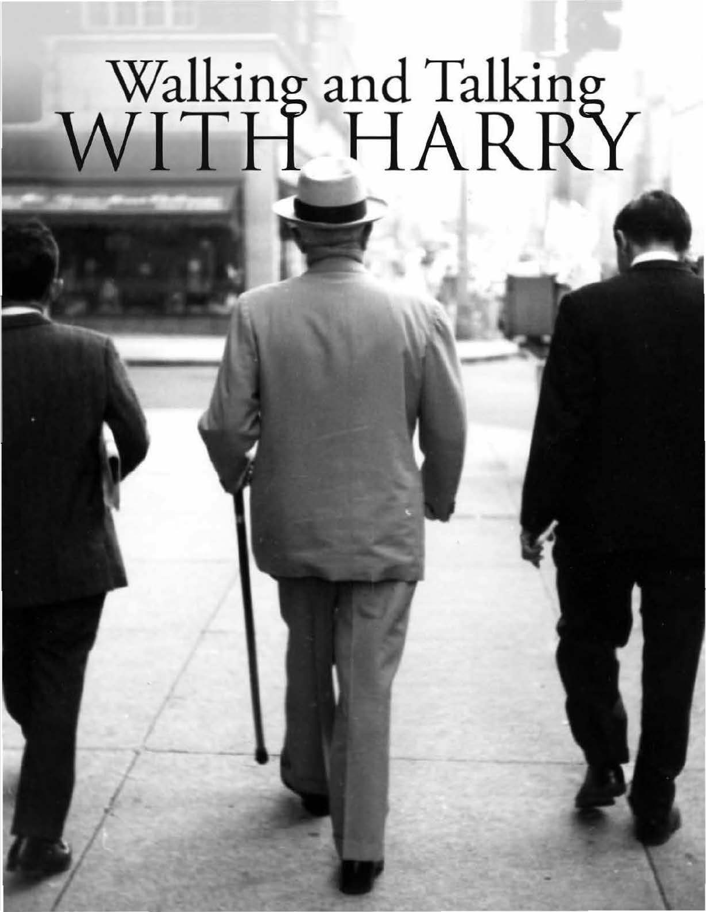# Walking and Talking WITH HARRY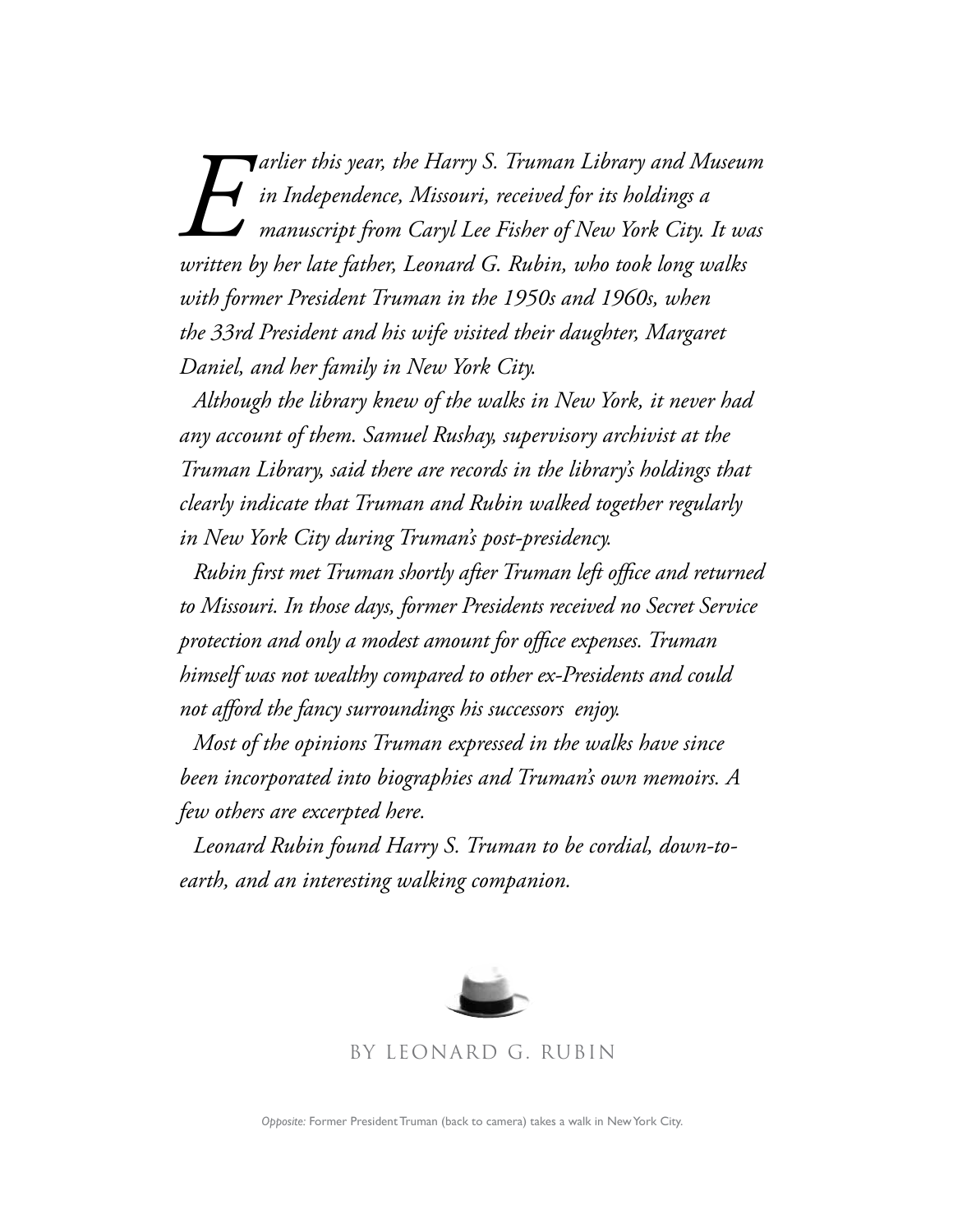*Earlier this year, the Harry S. Truman Library and Museum in Independence, Missouri, received for its holdings a manuscript from Caryl Lee Fisher of New York City. It was written by her late father, Leonard G. Rubin, who took long walks with former President Truman in the 1950s and 1960s, when the 33rd President and his wife visited their daughter, Margaret Daniel, and her family in New York City.*

*Although the library knew of the walks in New York, it never had any account of them. Samuel Rushay, supervisory archivist at the Truman Library, said there are records in the library's holdings that clearly indicate that Truman and Rubin walked together regularly in New York City during Truman's post-presidency.*

*Rubin first met Truman shortly after Truman left office and returned to Missouri. In those days, former Presidents received no Secret Service protection and only a modest amount for office expenses. Truman himself was not wealthy compared to other ex-Presidents and could not afford the fancy surroundings his successors enjoy.*

*Most of the opinions Truman expressed in the walks have since been incorporated into biographies and Truman's own memoirs. A few others are excerpted here.*

*Leonard Rubin found Harry S. Truman to be cordial, down-to-earth, and an interesting walking companion.*

BY LEONARD G. RUBIN

*Opposite:* Former President Truman (back to camera) takes a walk in New York City.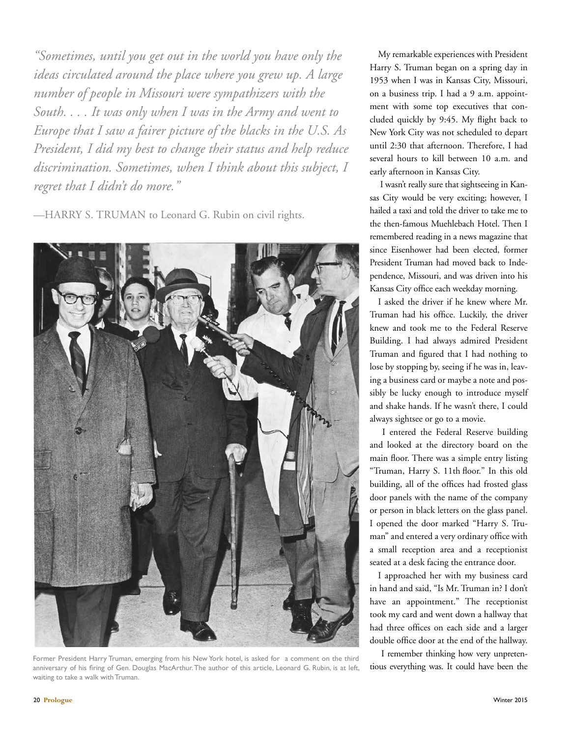*"Sometimes, until you get out in the world you have only the ideas circulated around the place where you grew up. A large number of people in Missouri were sympathizers with the South. . . . It was only when I was in the Army and went to Europe that I saw a fairer picture of the blacks in the U.S. As President, I did my best to change their status and help reduce discrimination. Sometimes, when I think about this subject, I regret that I didn't do more."*

—HARRY S. TRUMAN to Leonard G. Rubin on civil rights.

Former President Harry Truman, emerging from his New York hotel, is asked for a comment on the third anniversary of his firing of Gen. Douglas MacArthur. The author of this article, Leonard G. Rubin, is at left, waiting to take a walk with Truman.

My remarkable experiences with President Harry S. Truman began on a spring day in 1953 when I was in Kansas City, Missouri, on a business trip. I had a 9 a.m. appointment with some top executives that concluded quickly by 9:45. My flight back to New York City was not scheduled to depart until 2:30 that afternoon. Therefore, I had several hours to kill between 10 a.m. and early afternoon in Kansas City.

I wasn't really sure that sightseeing in Kansas City would be very exciting; however, I hailed a taxi and told the driver to take me to the then-famous Muehlebach Hotel. Then I remembered reading in a news magazine that since Eisenhower had been elected, former President Truman had moved back to Independence, Missouri, and was driven into his Kansas City office each weekday morning.

I asked the driver if he knew where Mr. Truman had his office. Luckily, the driver knew and took me to the Federal Reserve Building. I had always admired President Truman and figured that I had nothing to lose by stopping by, seeing if he was in, leaving a business card or maybe a note and possibly be lucky enough to introduce myself and shake hands. If he wasn't there, I could always sightsee or go to a movie.

I entered the Federal Reserve building and looked at the directory board on the main floor. There was a simple entry listing "Truman, Harry S. 11th floor." In this old building, all of the offices had frosted glass door panels with the name of the company or person in black letters on the glass panel. I opened the door marked "Harry S. Truman" and entered a very ordinary office with a small reception area and a receptionist seated at a desk facing the entrance door.

I approached her with my business card in hand and said, "Is Mr. Truman in? I don't have an appointment." The receptionist took my card and went down a hallway that had three offices on each side and a larger double office door at the end of the hallway.

I remember thinking how very unpretentious everything was. It could have been the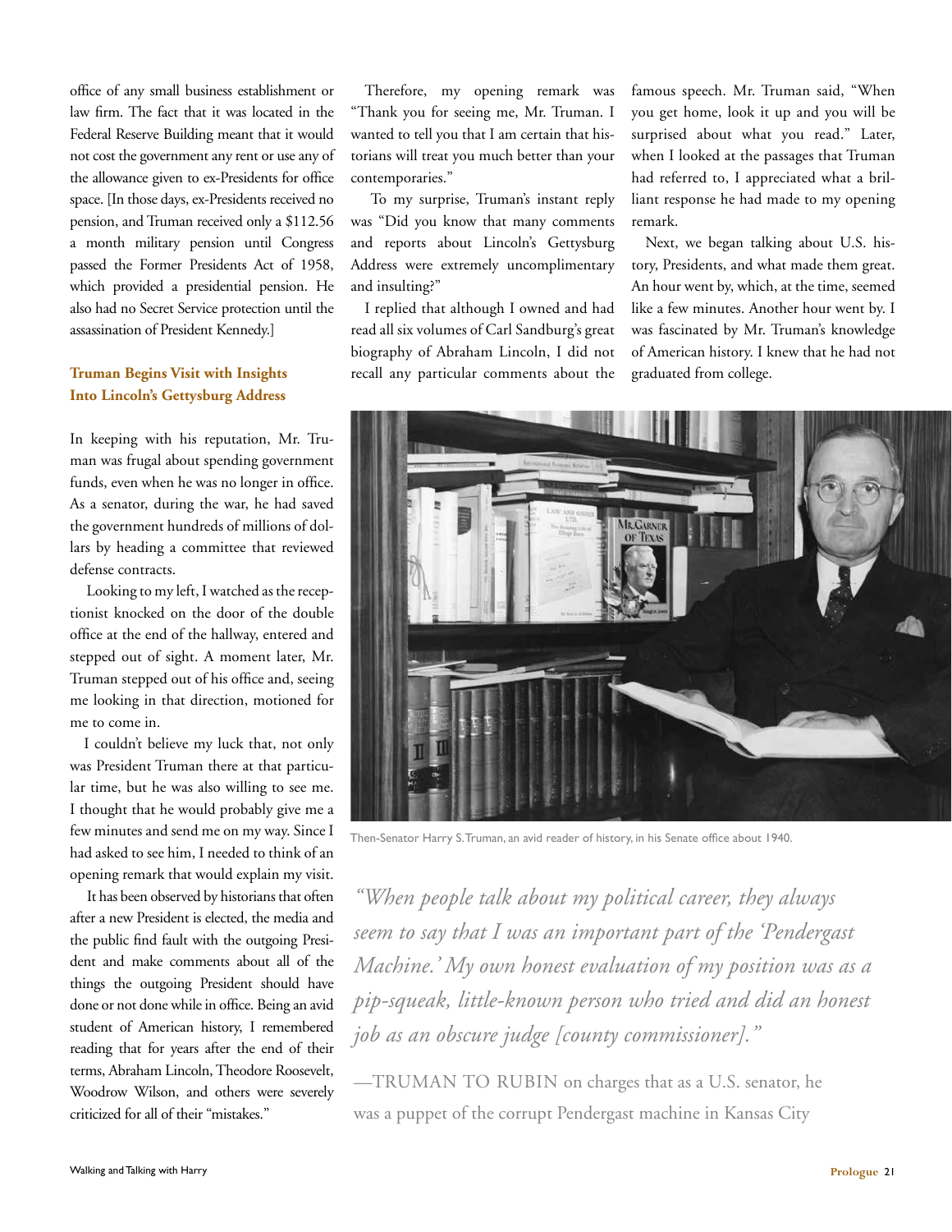office of any small business establishment or law firm. The fact that it was located in the Federal Reserve Building meant that it would not cost the government any rent or use any of the allowance given to ex-Presidents for office space. [In those days, ex-Presidents received no pension, and Truman received only a $112.56 a month military pension until Congress passed the Former Presidents Act of 1958, which provided a presidential pension. He also had no Secret Service protection until the assassination of President Kennedy.]

### Truman Begins Visit with Insights Into Lincoln's Gettysburg Address

In keeping with his reputation, Mr. Truman was frugal about spending government funds, even when he was no longer in office. As a senator, during the war, he had saved the government hundreds of millions of dollars by heading a committee that reviewed defense contracts.

Looking to my left, I watched as the receptionist knocked on the door of the double office at the end of the hallway, entered and stepped out of sight. A moment later, Mr. Truman stepped out of his office and, seeing me looking in that direction, motioned for me to come in.

I couldn't believe my luck that, not only was President Truman there at that particular time, but he was also willing to see me. I thought that he would probably give me a few minutes and send me on my way. Since I had asked to see him, I needed to think of an opening remark that would explain my visit.

It has been observed by historians that often after a new President is elected, the media and the public find fault with the outgoing President and make comments about all of the things the outgoing President should have done or not done while in office. Being an avid student of American history, I remembered reading that for years after the end of their terms, Abraham Lincoln, Theodore Roosevelt, Woodrow Wilson, and others were severely criticized for all of their "mistakes."

Therefore, my opening remark was "Thank you for seeing me, Mr. Truman. I wanted to tell you that I am certain that historians will treat you much better than your contemporaries."

To my surprise, Truman's instant reply was "Did you know that many comments and reports about Lincoln's Gettysburg Address were extremely uncomplimentary and insulting?"

I replied that although I owned and had read all six volumes of Carl Sandburg's great biography of Abraham Lincoln, I did not recall any particular comments about the famous speech. Mr. Truman said, "When you get home, look it up and you will be surprised about what you read." Later, when I looked at the passages that Truman had referred to, I appreciated what a brilliant response he had made to my opening remark.

Next, we began talking about U.S. history, Presidents, and what made them great. An hour went by, which, at the time, seemed like a few minutes. Another hour went by. I was fascinated by Mr. Truman's knowledge of American history. I knew that he had not graduated from college.

Then-Senator Harry S. Truman, an avid reader of history, in his Senate office about 1940.

> *"When people talk about my political career, they always seem to say that I was an important part of the 'Pendergast Machine.' My own honest evaluation of my position was as a pip-squeak, little-known person who tried and did an honest job as an obscure judge [county commissioner]."*
>
> —TRUMAN TO RUBIN on charges that as a U.S. senator, he was a puppet of the corrupt Pendergast machine in Kansas City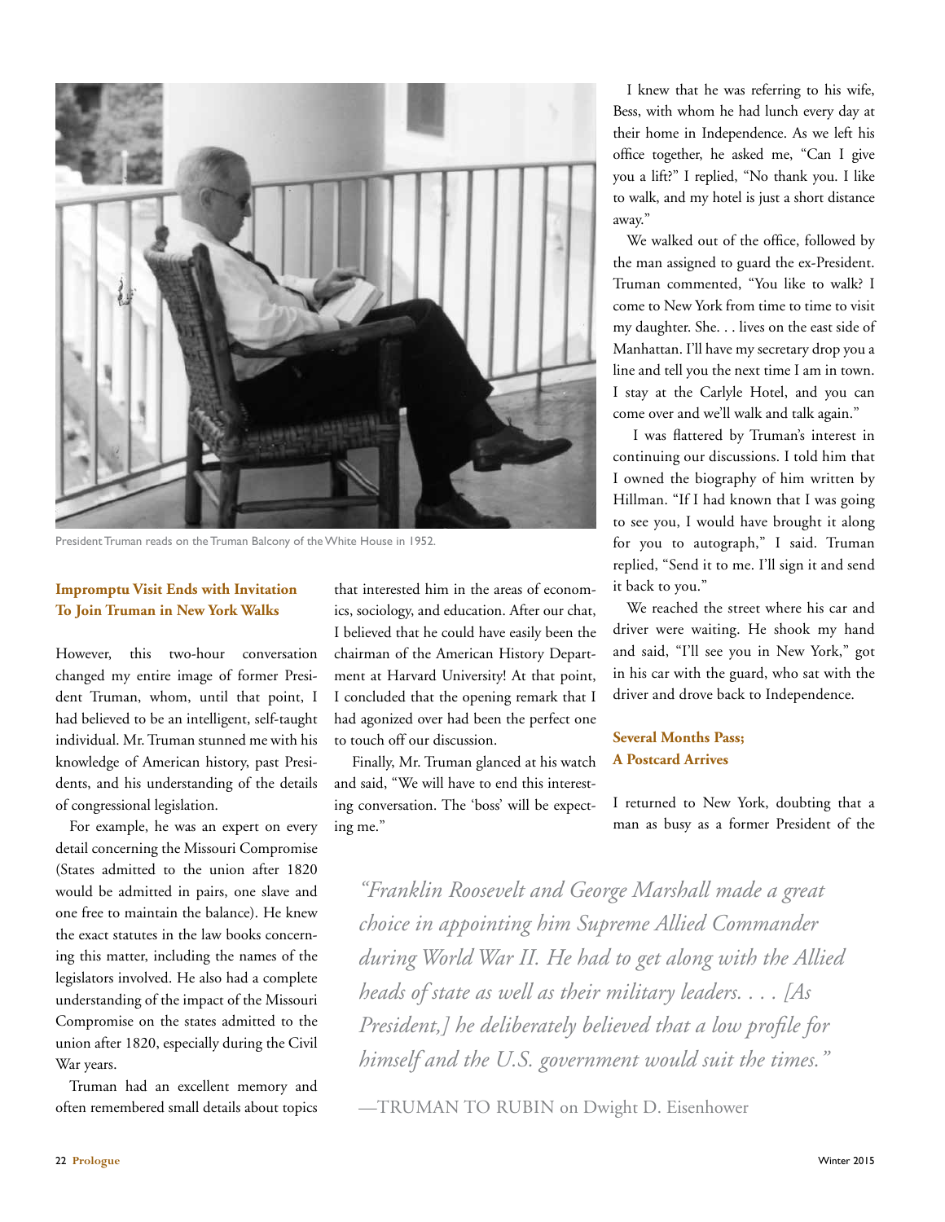President Truman reads on the Truman Balcony of the White House in 1952.

### Impromptu Visit Ends with Invitation To Join Truman in New York Walks

However, this two-hour conversation changed my entire image of former President Truman, whom, until that point, I had believed to be an intelligent, self-taught individual. Mr. Truman stunned me with his knowledge of American history, past Presidents, and his understanding of the details of congressional legislation.

For example, he was an expert on every detail concerning the Missouri Compromise (States admitted to the union after 1820 would be admitted in pairs, one slave and one free to maintain the balance). He knew the exact statutes in the law books concerning this matter, including the names of the legislators involved. He also had a complete understanding of the impact of the Missouri Compromise on the states admitted to the union after 1820, especially during the Civil War years.

Truman had an excellent memory and often remembered small details about topics that interested him in the areas of economics, sociology, and education. After our chat, I believed that he could have easily been the chairman of the American History Department at Harvard University! At that point, I concluded that the opening remark that I had agonized over had been the perfect one to touch off our discussion.

Finally, Mr. Truman glanced at his watch and said, "We will have to end this interesting conversation. The 'boss' will be expecting me."

I knew that he was referring to his wife, Bess, with whom he had lunch every day at their home in Independence. As we left his office together, he asked me, "Can I give you a lift?" I replied, "No thank you. I like to walk, and my hotel is just a short distance away."

We walked out of the office, followed by the man assigned to guard the ex-President. Truman commented, "You like to walk? I come to New York from time to time to visit my daughter. She. . . lives on the east side of Manhattan. I'll have my secretary drop you a line and tell you the next time I am in town. I stay at the Carlyle Hotel, and you can come over and we'll walk and talk again."

I was flattered by Truman's interest in continuing our discussions. I told him that I owned the biography of him written by Hillman. "If I had known that I was going to see you, I would have brought it along for you to autograph," I said. Truman replied, "Send it to me. I'll sign it and send it back to you."

We reached the street where his car and driver were waiting. He shook my hand and said, "I'll see you in New York," got in his car with the guard, who sat with the driver and drove back to Independence.

### Several Months Pass; A Postcard Arrives

I returned to New York, doubting that a man as busy as a former President of the

> *"Franklin Roosevelt and George Marshall made a great choice in appointing him Supreme Allied Commander during World War II. He had to get along with the Allied heads of state as well as their military leaders. . . . [As President,] he deliberately believed that a low profile for himself and the U.S. government would suit the times."*
>
> —TRUMAN TO RUBIN on Dwight D. Eisenhower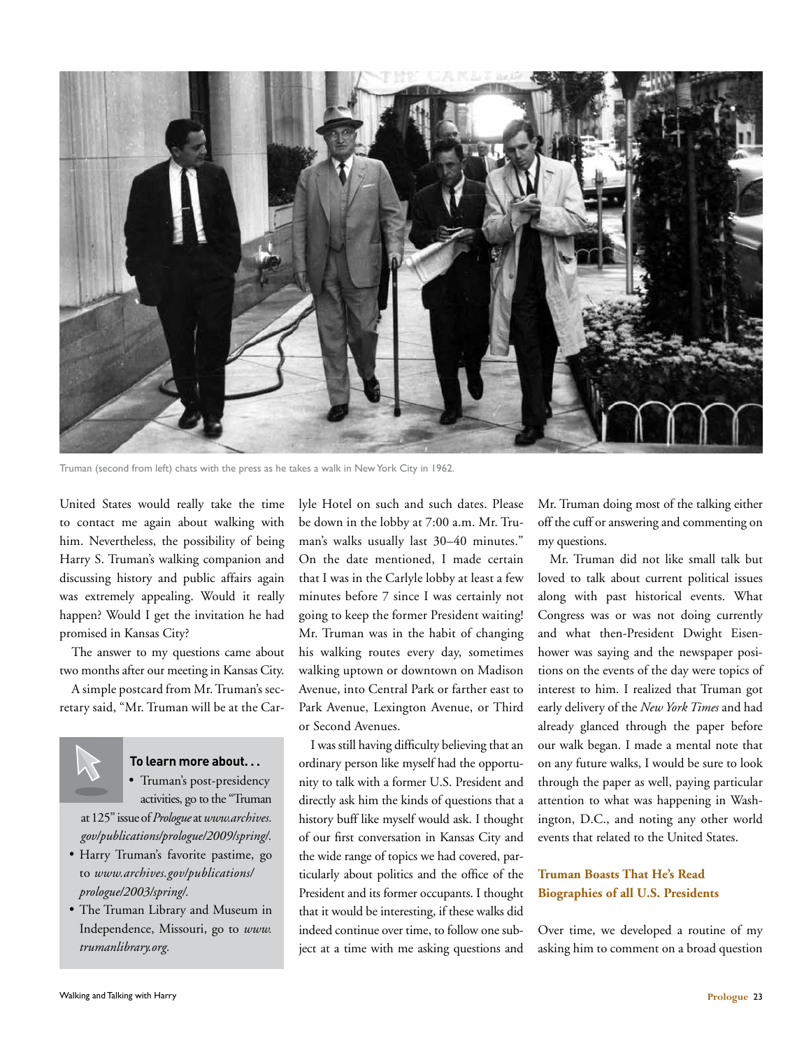Truman (second from left) chats with the press as he takes a walk in New York City in 1962.

United States would really take the time to contact me again about walking with him. Nevertheless, the possibility of being Harry S. Truman's walking companion and discussing history and public affairs again was extremely appealing. Would it really happen? Would I get the invitation he had promised in Kansas City?

The answer to my questions came about two months after our meeting in Kansas City.

A simple postcard from Mr. Truman's secretary said, "Mr. Truman will be at the Carlyle Hotel on such and such dates. Please be down in the lobby at 7:00 a.m. Mr. Truman's walks usually last 30–40 minutes." On the date mentioned, I made certain that I was in the Carlyle lobby at least a few minutes before 7 since I was certainly not going to keep the former President waiting! Mr. Truman was in the habit of changing his walking routes every day, sometimes walking uptown or downtown on Madison Avenue, into Central Park or farther east to Park Avenue, Lexington Avenue, or Third or Second Avenues.

I was still having difficulty believing that an ordinary person like myself had the opportunity to talk with a former U.S. President and directly ask him the kinds of questions that a history buff like myself would ask. I thought of our first conversation in Kansas City and the wide range of topics we had covered, particularly about politics and the office of the President and its former occupants. I thought that it would be interesting, if these walks did indeed continue over time, to follow one subject at a time with me asking questions and Mr. Truman doing most of the talking either off the cuff or answering and commenting on my questions.

Mr. Truman did not like small talk but loved to talk about current political issues along with past historical events. What Congress was or was not doing currently and what then-President Dwight Eisenhower was saying and the newspaper positions on the events of the day were topics of interest to him. I realized that Truman got early delivery of the *New York Times* and had already glanced through the paper before our walk began. I made a mental note that on any future walks, I would be sure to look through the paper as well, paying particular attention to what was happening in Washington, D.C., and noting any other world events that related to the United States.

**To learn more about. . .**

- Truman's post-presidency activities, go to the "Truman at 125" issue of *Prologue* at *www.archives.gov/publications/prologue/2009/spring/.*
- Harry Truman's favorite pastime, go to *www.archives.gov/publications/prologue/2003/spring/.*
- The Truman Library and Museum in Independence, Missouri, go to *www.trumanlibrary.org.*

### Truman Boasts That He's Read Biographies of all U.S. Presidents

Over time, we developed a routine of my asking him to comment on a broad question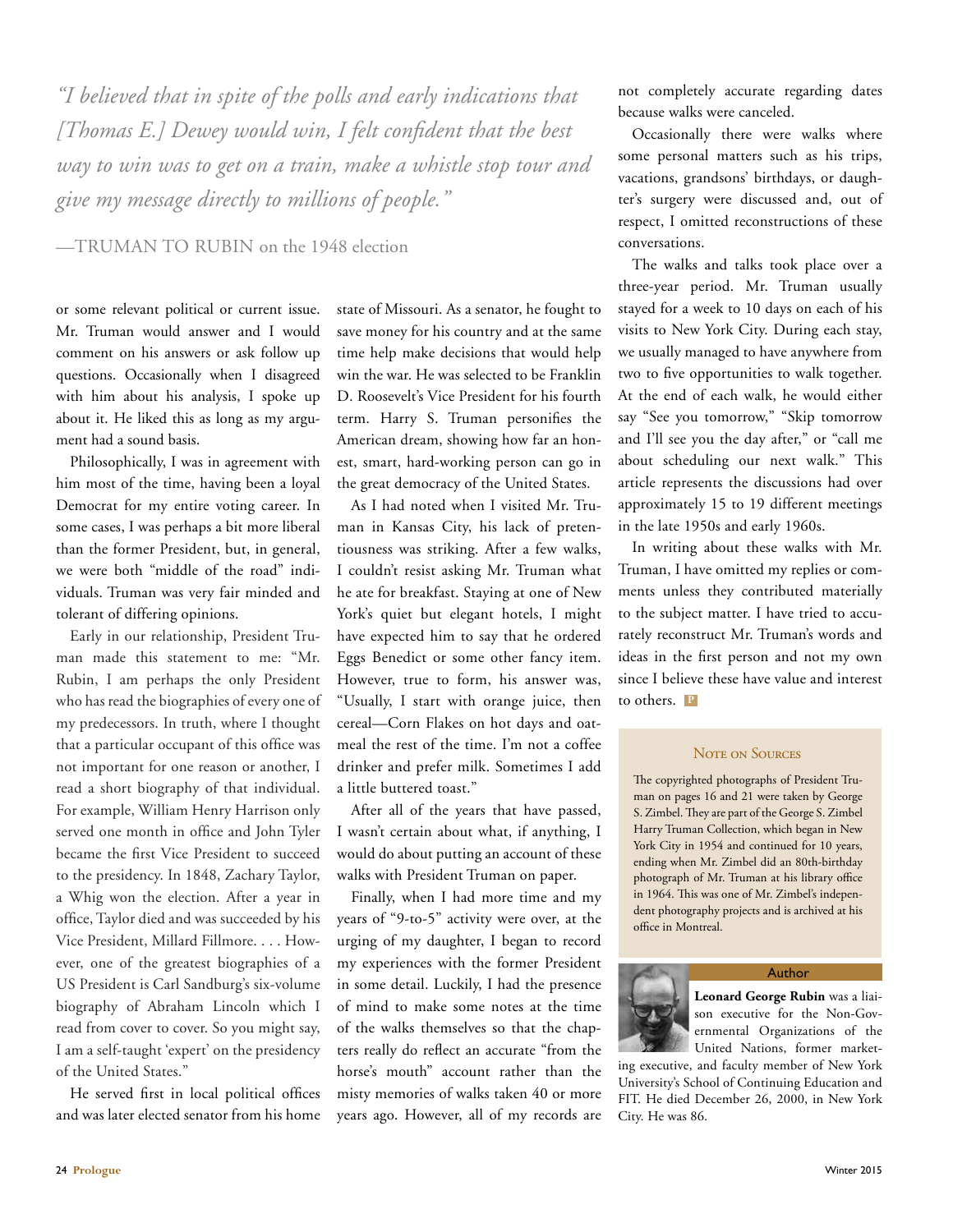*"I believed that in spite of the polls and early indications that [Thomas E.] Dewey would win, I felt confident that the best way to win was to get on a train, make a whistle stop tour and give my message directly to millions of people."*

—TRUMAN TO RUBIN on the 1948 election

or some relevant political or current issue. Mr. Truman would answer and I would comment on his answers or ask follow up questions. Occasionally when I disagreed with him about his analysis, I spoke up about it. He liked this as long as my argument had a sound basis.

Philosophically, I was in agreement with him most of the time, having been a loyal Democrat for my entire voting career. In some cases, I was perhaps a bit more liberal than the former President, but, in general, we were both "middle of the road" individuals. Truman was very fair minded and tolerant of differing opinions.

Early in our relationship, President Truman made this statement to me: "Mr. Rubin, I am perhaps the only President who has read the biographies of every one of my predecessors. In truth, where I thought that a particular occupant of this office was not important for one reason or another, I read a short biography of that individual. For example, William Henry Harrison only served one month in office and John Tyler became the first Vice President to succeed to the presidency. In 1848, Zachary Taylor, a Whig won the election. After a year in office, Taylor died and was succeeded by his Vice President, Millard Fillmore. . . . However, one of the greatest biographies of a US President is Carl Sandburg's six-volume biography of Abraham Lincoln which I read from cover to cover. So you might say, I am a self-taught 'expert' on the presidency of the United States."

He served first in local political offices and was later elected senator from his home state of Missouri. As a senator, he fought to save money for his country and at the same time help make decisions that would help win the war. He was selected to be Franklin D. Roosevelt's Vice President for his fourth term. Harry S. Truman personifies the American dream, showing how far an honest, smart, hard-working person can go in the great democracy of the United States.

As I had noted when I visited Mr. Truman in Kansas City, his lack of pretentiousness was striking. After a few walks, I couldn't resist asking Mr. Truman what he ate for breakfast. Staying at one of New York's quiet but elegant hotels, I might have expected him to say that he ordered Eggs Benedict or some other fancy item. However, true to form, his answer was, "Usually, I start with orange juice, then cereal—Corn Flakes on hot days and oatmeal the rest of the time. I'm not a coffee drinker and prefer milk. Sometimes I add a little buttered toast."

After all of the years that have passed, I wasn't certain about what, if anything, I would do about putting an account of these walks with President Truman on paper.

Finally, when I had more time and my years of "9-to-5" activity were over, at the urging of my daughter, I began to record my experiences with the former President in some detail. Luckily, I had the presence of mind to make some notes at the time of the walks themselves so that the chapters really do reflect an accurate "from the horse's mouth" account rather than the misty memories of walks taken 40 or more years ago. However, all of my records are not completely accurate regarding dates because walks were canceled.

Occasionally there were walks where some personal matters such as his trips, vacations, grandsons' birthdays, or daughter's surgery were discussed and, out of respect, I omitted reconstructions of these conversations.

The walks and talks took place over a three-year period. Mr. Truman usually stayed for a week to 10 days on each of his visits to New York City. During each stay, we usually managed to have anywhere from two to five opportunities to walk together. At the end of each walk, he would either say "See you tomorrow," "Skip tomorrow and I'll see you the day after," or "call me about scheduling our next walk." This article represents the discussions had over approximately 15 to 19 different meetings in the late 1950s and early 1960s.

In writing about these walks with Mr. Truman, I have omitted my replies or comments unless they contributed materially to the subject matter. I have tried to accurately reconstruct Mr. Truman's words and ideas in the first person and not my own since I believe these have value and interest to others.

### Note on Sources

The copyrighted photographs of President Truman on pages 16 and 21 were taken by George S. Zimbel. They are part of the George S. Zimbel Harry Truman Collection, which began in New York City in 1954 and continued for 10 years, ending when Mr. Zimbel did an 80th-birthday photograph of Mr. Truman at his library office in 1964. This was one of Mr. Zimbel's independent photography projects and is archived at his office in Montreal.

### Author

**Leonard George Rubin** was a liaison executive for the Non-Governmental Organizations of the United Nations, former marketing executive, and faculty member of New York University's School of Continuing Education and FIT. He died December 26, 2000, in New York City. He was 86.